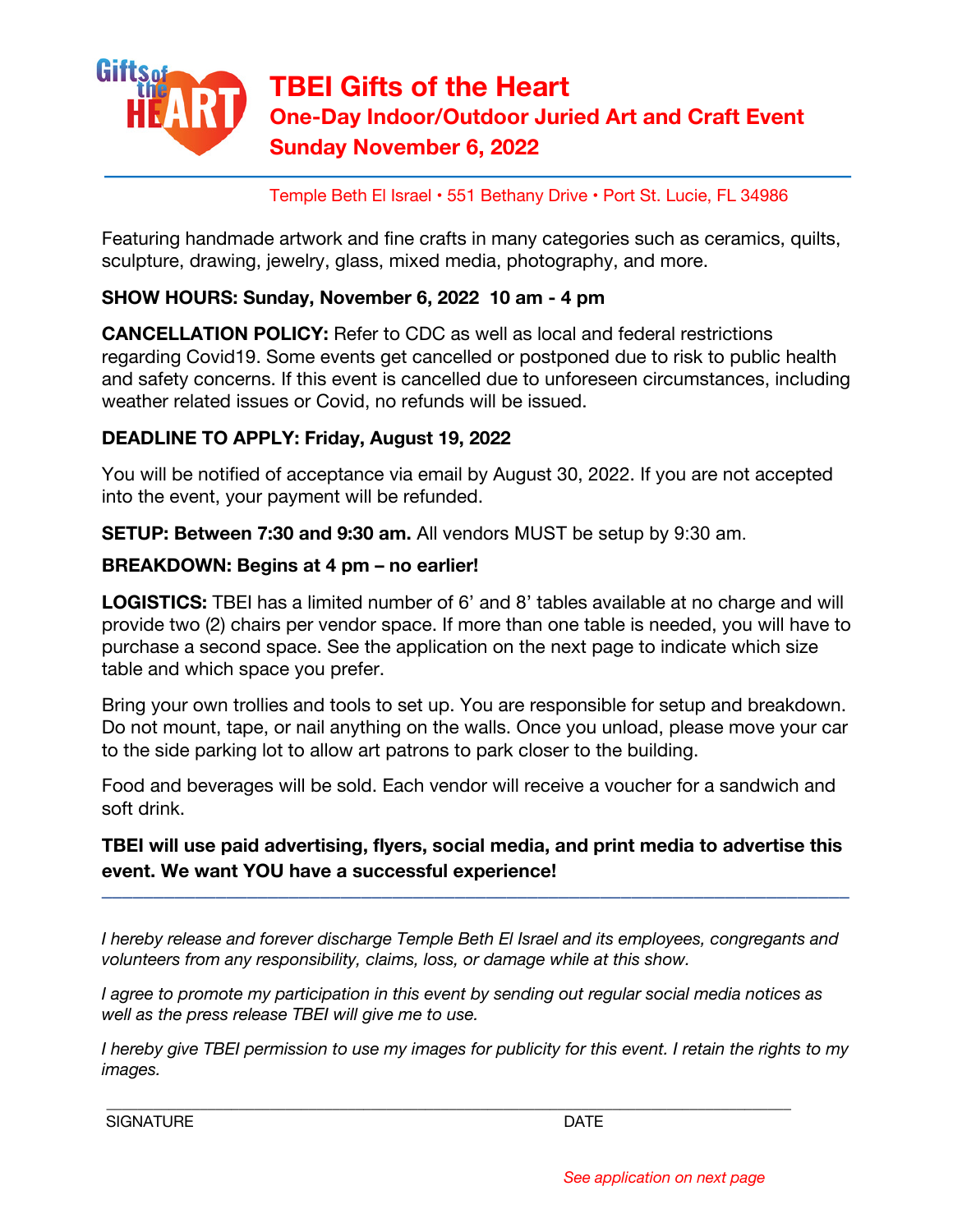# TBEI Gifts of the Heart

## One-Day Indoor/Outdoor Juried Art and Craft Event

## Sunday November 6, 2022

Temple Beth El Israel • 551 Bethany Drive • Port St. Lucie, FL 34986

Featuring handmade artwork and fine crafts in many categories such as ceramics, quilts, sculpture, drawing, jewelry, glass, mixed media, photography, and more.

**SHOW HOURS: Sunday, November 6, 2022 10 am - 4 pm**

**CANCELLATION POLICY:** Refer to CDC as well as local and federal restrictions regarding Covid19. Some events get cancelled or postponed due to risk to public health and safety concerns. If this event is cancelled due to unforeseen circumstances, including weather related issues or Covid, no refunds will be issued.

**DEADLINE TO APPLY: Friday, August 19, 2022**

You will be notified of acceptance via email by August 30, 2022. If you are not accepted into the event, your payment will be refunded.

**SETUP: Between 7:30 and 9:30 am.** All vendors MUST be setup by 9:30 am.

**BREAKDOWN: Begins at 4 pm – no earlier!**

**LOGISTICS:** TBEI has a limited number of 6' and 8' tables available at no charge and will provide two (2) chairs per vendor space. If more than one table is needed, you will have to purchase a second space. See the application on the next page to indicate which size table and which space you prefer.

Bring your own trollies and tools to set up. You are responsible for setup and breakdown. Do not mount, tape, or nail anything on the walls. Once you unload, please move your car to the side parking lot to allow art patrons to park closer to the building.

Food and beverages will be sold. Each vendor will receive a voucher for a sandwich and soft drink.

**TBEI will use paid advertising, flyers, social media, and print media to advertise this event. We want YOU have a successful experience!**

---

*I hereby release and forever discharge Temple Beth El Israel and its employees, congregants and volunteers from any responsibility, claims, loss, or damage while at this show.*

*I agree to promote my participation in this event by sending out regular social media notices as well as the press release TBEI will give me to use.*

*I hereby give TBEI permission to use my images for publicity for this event. I retain the rights to my images.*

\_\_\_\_\_\_\_\_\_\_\_\_\_\_\_\_\_\_\_\_\_\_\_\_\_\_\_\_\_\_\_\_\_\_\_\_\_\_\_\_\_\_\_\_\_\_\_\_\_\_\_\_\_\_\_\_\_\_\_\_\_\_\_\_\_\_\_\_

SIGNATURE DATE

*See application on next page*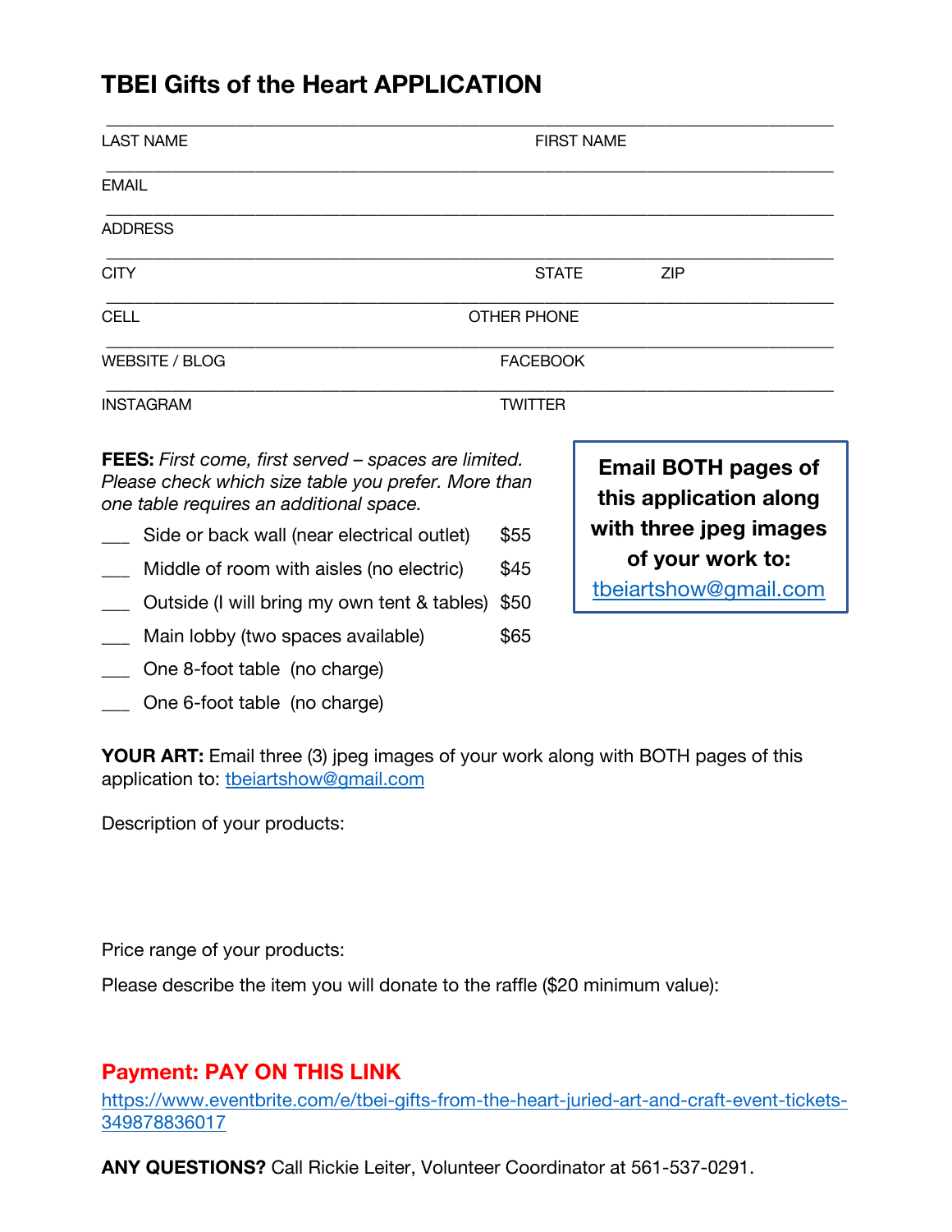# TBEI Gifts of the Heart APPLICATION

______________________________________________________________

LAST NAME FIRST NAME

______________________________________________________________

EMAIL

______________________________________________________________

ADDRESS

______________________________________________________________

CITY STATE ZIP

______________________________________________________________

CELL OTHER PHONE

______________________________________________________________

WEBSITE / BLOG FACEBOOK

______________________________________________________________

INSTAGRAM TWITTER

**FEES:** *First come, first served – spaces are limited. Please check which size table you prefer. More than one table requires an additional space.*

___ Side or back wall (near electrical outlet) $55

___ Middle of room with aisles (no electric) $45

___ Outside (I will bring my own tent & tables) $50

___ Main lobby (two spaces available) $65

___ One 8-foot table (no charge)

___ One 6-foot table (no charge)

**Email BOTH pages of this application along with three jpeg images of your work to: tbeiartshow@gmail.com**

**YOUR ART:** Email three (3) jpeg images of your work along with BOTH pages of this application to: tbeiartshow@gmail.com

Description of your products:

Price range of your products:

Please describe the item you will donate to the raffle ($20 minimum value):

**Payment: PAY ON THIS LINK**

https://www.eventbrite.com/e/tbei-gifts-from-the-heart-juried-art-and-craft-event-tickets-349878836017

**ANY QUESTIONS?** Call Rickie Leiter, Volunteer Coordinator at 561-537-0291.